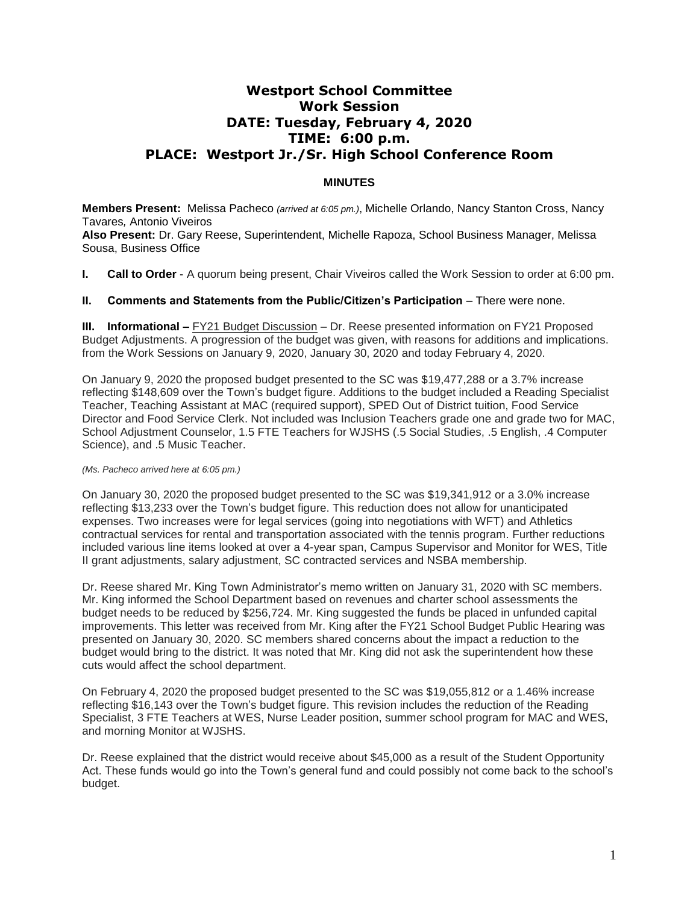# Westport School Committee
# Work Session
# DATE: Tuesday, February 4, 2020
# TIME: 6:00 p.m.
# PLACE: Westport Jr./Sr. High School Conference Room

**MINUTES**

**Members Present:** Melissa Pacheco *(arrived at 6:05 pm.)*, Michelle Orlando, Nancy Stanton Cross, Nancy Tavares*,* Antonio Viveiros
**Also Present:** Dr. Gary Reese, Superintendent, Michelle Rapoza, School Business Manager, Melissa Sousa, Business Office

**I. Call to Order** - A quorum being present, Chair Viveiros called the Work Session to order at 6:00 pm.

**II. Comments and Statements from the Public/Citizen's Participation** – There were none.

**III. Informational –** FY21 Budget Discussion – Dr. Reese presented information on FY21 Proposed Budget Adjustments. A progression of the budget was given, with reasons for additions and implications. from the Work Sessions on January 9, 2020, January 30, 2020 and today February 4, 2020.

On January 9, 2020 the proposed budget presented to the SC was $19,477,288 or a 3.7% increase reflecting $148,609 over the Town's budget figure. Additions to the budget included a Reading Specialist Teacher, Teaching Assistant at MAC (required support), SPED Out of District tuition, Food Service Director and Food Service Clerk. Not included was Inclusion Teachers grade one and grade two for MAC, School Adjustment Counselor, 1.5 FTE Teachers for WJSHS (.5 Social Studies, .5 English, .4 Computer Science), and .5 Music Teacher.

*(Ms. Pacheco arrived here at 6:05 pm.)*

On January 30, 2020 the proposed budget presented to the SC was $19,341,912 or a 3.0% increase reflecting $13,233 over the Town's budget figure. This reduction does not allow for unanticipated expenses. Two increases were for legal services (going into negotiations with WFT) and Athletics contractual services for rental and transportation associated with the tennis program. Further reductions included various line items looked at over a 4-year span, Campus Supervisor and Monitor for WES, Title II grant adjustments, salary adjustment, SC contracted services and NSBA membership.

Dr. Reese shared Mr. King Town Administrator's memo written on January 31, 2020 with SC members. Mr. King informed the School Department based on revenues and charter school assessments the budget needs to be reduced by $256,724. Mr. King suggested the funds be placed in unfunded capital improvements. This letter was received from Mr. King after the FY21 School Budget Public Hearing was presented on January 30, 2020. SC members shared concerns about the impact a reduction to the budget would bring to the district. It was noted that Mr. King did not ask the superintendent how these cuts would affect the school department.

On February 4, 2020 the proposed budget presented to the SC was $19,055,812 or a 1.46% increase reflecting $16,143 over the Town's budget figure. This revision includes the reduction of the Reading Specialist, 3 FTE Teachers at WES, Nurse Leader position, summer school program for MAC and WES, and morning Monitor at WJSHS.

Dr. Reese explained that the district would receive about $45,000 as a result of the Student Opportunity Act. These funds would go into the Town's general fund and could possibly not come back to the school's budget.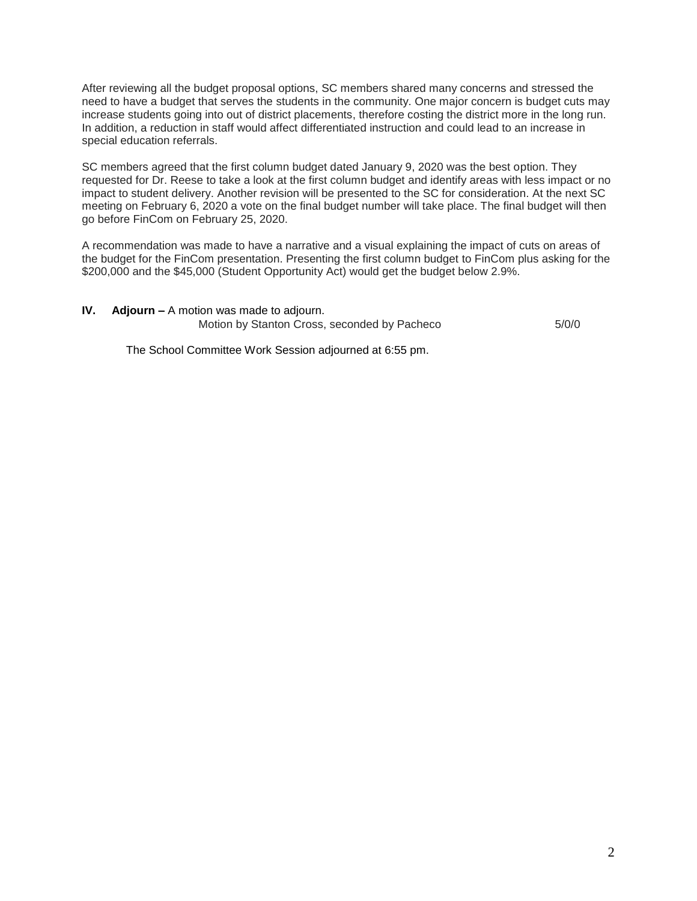After reviewing all the budget proposal options, SC members shared many concerns and stressed the need to have a budget that serves the students in the community. One major concern is budget cuts may increase students going into out of district placements, therefore costing the district more in the long run. In addition, a reduction in staff would affect differentiated instruction and could lead to an increase in special education referrals.

SC members agreed that the first column budget dated January 9, 2020 was the best option. They requested for Dr. Reese to take a look at the first column budget and identify areas with less impact or no impact to student delivery. Another revision will be presented to the SC for consideration. At the next SC meeting on February 6, 2020 a vote on the final budget number will take place. The final budget will then go before FinCom on February 25, 2020.

A recommendation was made to have a narrative and a visual explaining the impact of cuts on areas of the budget for the FinCom presentation. Presenting the first column budget to FinCom plus asking for the $200,000 and the $45,000 (Student Opportunity Act) would get the budget below 2.9%.

**IV. Adjourn –** A motion was made to adjourn.

Motion by Stanton Cross, seconded by Pacheco 5/0/0

The School Committee Work Session adjourned at 6:55 pm.